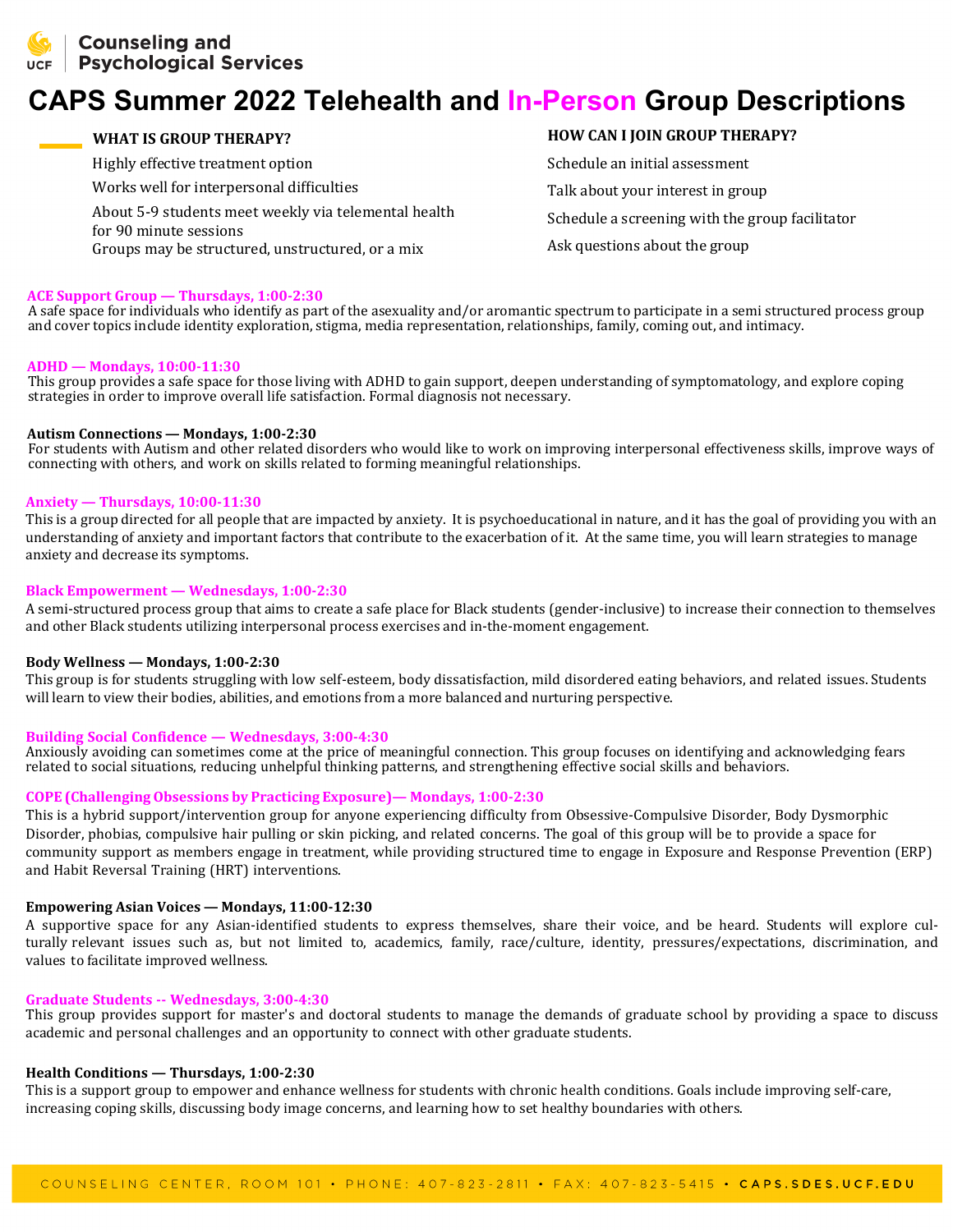Counseling and Psychological Services

# CAPS Summer 2022 Telehealth and In-Person Group Descriptions

### WHAT IS GROUP THERAPY?

Highly effective treatment option

Works well for interpersonal difficulties

About 5-9 students meet weekly via telemental health for 90 minute sessions

Groups may be structured, unstructured, or a mix

### HOW CAN I JOIN GROUP THERAPY?

Schedule an initial assessment

Talk about your interest in group

Schedule a screening with the group facilitator

Ask questions about the group

**ACE Support Group — Thursdays, 1:00-2:30**
A safe space for individuals who identify as part of the asexuality and/or aromantic spectrum to participate in a semi structured process group and cover topics include identity exploration, stigma, media representation, relationships, family, coming out, and intimacy.

**ADHD — Mondays, 10:00-11:30**
This group provides a safe space for those living with ADHD to gain support, deepen understanding of symptomatology, and explore coping strategies in order to improve overall life satisfaction. Formal diagnosis not necessary.

**Autism Connections — Mondays, 1:00-2:30**
For students with Autism and other related disorders who would like to work on improving interpersonal effectiveness skills, improve ways of connecting with others, and work on skills related to forming meaningful relationships.

**Anxiety — Thursdays, 10:00-11:30**
This is a group directed for all people that are impacted by anxiety. It is psychoeducational in nature, and it has the goal of providing you with an understanding of anxiety and important factors that contribute to the exacerbation of it. At the same time, you will learn strategies to manage anxiety and decrease its symptoms.

**Black Empowerment — Wednesdays, 1:00-2:30**
A semi-structured process group that aims to create a safe place for Black students (gender-inclusive) to increase their connection to themselves and other Black students utilizing interpersonal process exercises and in-the-moment engagement.

**Body Wellness — Mondays, 1:00-2:30**
This group is for students struggling with low self-esteem, body dissatisfaction, mild disordered eating behaviors, and related issues. Students will learn to view their bodies, abilities, and emotions from a more balanced and nurturing perspective.

**Building Social Confidence — Wednesdays, 3:00-4:30**
Anxiously avoiding can sometimes come at the price of meaningful connection. This group focuses on identifying and acknowledging fears related to social situations, reducing unhelpful thinking patterns, and strengthening effective social skills and behaviors.

**COPE (Challenging Obsessions by Practicing Exposure)— Mondays, 1:00-2:30**
This is a hybrid support/intervention group for anyone experiencing difficulty from Obsessive-Compulsive Disorder, Body Dysmorphic Disorder, phobias, compulsive hair pulling or skin picking, and related concerns. The goal of this group will be to provide a space for community support as members engage in treatment, while providing structured time to engage in Exposure and Response Prevention (ERP) and Habit Reversal Training (HRT) interventions.

**Empowering Asian Voices — Mondays, 11:00-12:30**
A supportive space for any Asian-identified students to express themselves, share their voice, and be heard. Students will explore culturally relevant issues such as, but not limited to, academics, family, race/culture, identity, pressures/expectations, discrimination, and values to facilitate improved wellness.

**Graduate Students -- Wednesdays, 3:00-4:30**
This group provides support for master's and doctoral students to manage the demands of graduate school by providing a space to discuss academic and personal challenges and an opportunity to connect with other graduate students.

**Health Conditions — Thursdays, 1:00-2:30**
This is a support group to empower and enhance wellness for students with chronic health conditions. Goals include improving self-care, increasing coping skills, discussing body image concerns, and learning how to set healthy boundaries with others.

COUNSELING CENTER, ROOM 101 • PHONE: 407-823-2811 • FAX: 407-823-5415 • **CAPS.SDES.UCF.EDU**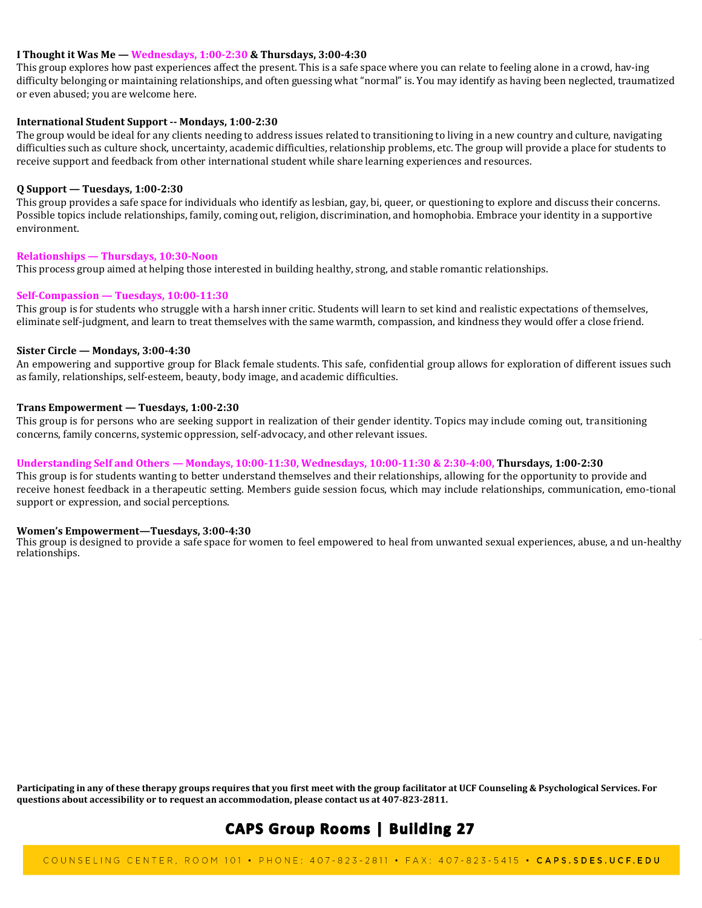**I Thought it Was Me — Wednesdays, 1:00-2:30 & Thursdays, 3:00-4:30**
This group explores how past experiences affect the present. This is a safe space where you can relate to feeling alone in a crowd, hav-ing difficulty belonging or maintaining relationships, and often guessing what "normal" is. You may identify as having been neglected, traumatized or even abused; you are welcome here.

**International Student Support -- Mondays, 1:00-2:30**
The group would be ideal for any clients needing to address issues related to transitioning to living in a new country and culture, navigating difficulties such as culture shock, uncertainty, academic difficulties, relationship problems, etc. The group will provide a place for students to receive support and feedback from other international student while share learning experiences and resources.

**Q Support — Tuesdays, 1:00-2:30**
This group provides a safe space for individuals who identify as lesbian, gay, bi, queer, or questioning to explore and discuss their concerns. Possible topics include relationships, family, coming out, religion, discrimination, and homophobia. Embrace your identity in a supportive environment.

**Relationships — Thursdays, 10:30-Noon**
This process group aimed at helping those interested in building healthy, strong, and stable romantic relationships.

**Self-Compassion — Tuesdays, 10:00-11:30**
This group is for students who struggle with a harsh inner critic. Students will learn to set kind and realistic expectations of themselves, eliminate self-judgment, and learn to treat themselves with the same warmth, compassion, and kindness they would offer a close friend.

**Sister Circle — Mondays, 3:00-4:30**
An empowering and supportive group for Black female students. This safe, confidential group allows for exploration of different issues such as family, relationships, self-esteem, beauty, body image, and academic difficulties.

**Trans Empowerment — Tuesdays, 1:00-2:30**
This group is for persons who are seeking support in realization of their gender identity. Topics may include coming out, transitioning concerns, family concerns, systemic oppression, self-advocacy, and other relevant issues.

**Understanding Self and Others — Mondays, 10:00-11:30, Wednesdays, 10:00-11:30 & 2:30-4:00, Thursdays, 1:00-2:30**
This group is for students wanting to better understand themselves and their relationships, allowing for the opportunity to provide and receive honest feedback in a therapeutic setting. Members guide session focus, which may include relationships, communication, emo-tional support or expression, and social perceptions.

**Women's Empowerment—Tuesdays, 3:00-4:30**
This group is designed to provide a safe space for women to feel empowered to heal from unwanted sexual experiences, abuse, and un-healthy relationships.

**Participating in any of these therapy groups requires that you first meet with the group facilitator at UCF Counseling & Psychological Services. For questions about accessibility or to request an accommodation, please contact us at 407-823-2811.**

## CAPS Group Rooms | Building 27

COUNSELING CENTER, ROOM 101 • PHONE: 407-823-2811 • FAX: 407-823-5415 • **CAPS.SDES.UCF.EDU**